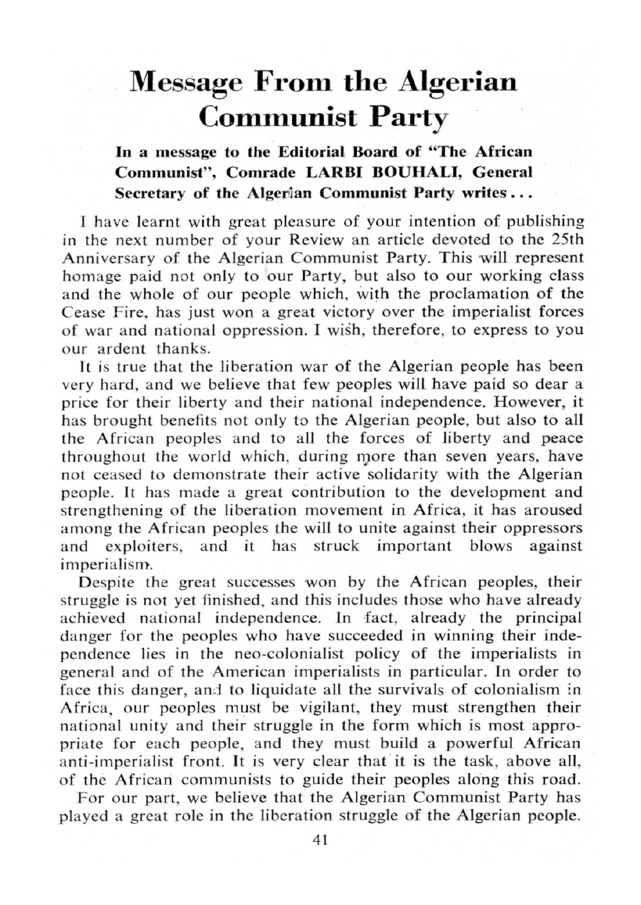# Message From the Algerian Communist Party

### In a message to the Editorial Board of "The African Communist", Comrade LARBI BOUHALI, General Secretary of the Algerian Communist Party writes . . .

I have learnt with great pleasure of your intention of publishing in the next number of your Review an article devoted to the 25th Anniversary of the Algerian Communist Party. This will represent homage paid not only to our Party, but also to our working class and the whole of our people which, with the proclamation of the Cease Fire, has just won a great victory over the imperialist forces of war and national oppression. I wish, therefore, to express to you our ardent thanks.

It is true that the liberation war of the Algerian people has been very hard, and we believe that few peoples will have paid so dear a price for their liberty and their national independence. However, it has brought benefits not only to the Algerian people, but also to all the African peoples and to all the forces of liberty and peace throughout the world which, during more than seven years, have not ceased to demonstrate their active solidarity with the Algerian people. It has made a great contribution to the development and strengthening of the liberation movement in Africa, it has aroused among the African peoples the will to unite against their oppressors and exploiters, and it has struck important blows against imperialism.

Despite the great successes won by the African peoples, their struggle is not yet finished, and this includes those who have already achieved national independence. In fact, already the principal danger for the peoples who have succeeded in winning their independence lies in the neo-colonialist policy of the imperialists in general and of the American imperialists in particular. In order to face this danger, and to liquidate all the survivals of colonialism in Africa, our peoples must be vigilant, they must strengthen their national unity and their struggle in the form which is most appropriate for each people, and they must build a powerful African anti-imperialist front. It is very clear that it is the task, above all, of the African communists to guide their peoples along this road.

For our part, we believe that the Algerian Communist Party has played a great role in the liberation struggle of the Algerian people.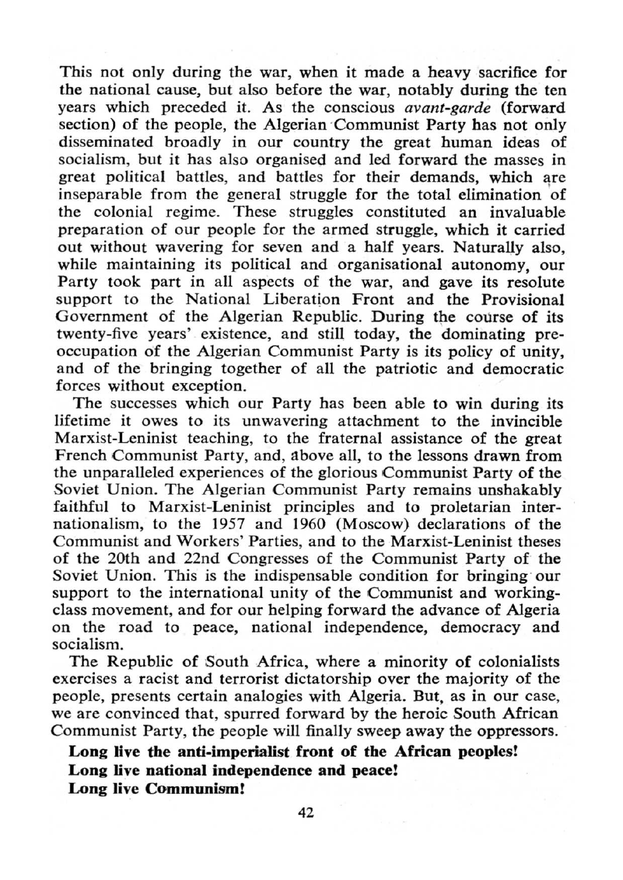This not only during the war, when it made a heavy sacrifice for the national cause, but also before the war, notably during the ten years which preceded it. As the conscious *avant-garde* (forward section) of the people, the Algerian Communist Party has not only disseminated broadly in our country the great human ideas of socialism, but it has also organised and led forward the masses in great political battles, and battles for their demands, which are inseparable from the general struggle for the total elimination of the colonial regime. These struggles constituted an invaluable preparation of our people for the armed struggle, which it carried out without wavering for seven and a half years. Naturally also, while maintaining its political and organisational autonomy, our Party took part in all aspects of the war, and gave its resolute support to the National Liberation Front and the Provisional Government of the Algerian Republic. During the course of its twenty-five years' existence, and still today, the dominating preoccupation of the Algerian Communist Party is its policy of unity, and of the bringing together of all the patriotic and democratic forces without exception.

The successes which our Party has been able to win during its lifetime it owes to its unwavering attachment to the invincible Marxist-Leninist teaching, to the fraternal assistance of the great French Communist Party, and, above all, to the lessons drawn from the unparalleled experiences of the glorious Communist Party of the Soviet Union. The Algerian Communist Party remains unshakably faithful to Marxist-Leninist principles and to proletarian internationalism, to the 1957 and 1960 (Moscow) declarations of the Communist and Workers' Parties, and to the Marxist-Leninist theses of the 20th and 22nd Congresses of the Communist Party of the Soviet Union. This is the indispensable condition for bringing our support to the international unity of the Communist and working-class movement, and for our helping forward the advance of Algeria on the road to peace, national independence, democracy and socialism.

The Republic of South Africa, where a minority of colonialists exercises a racist and terrorist dictatorship over the majority of the people, presents certain analogies with Algeria. But, as in our case, we are convinced that, spurred forward by the heroic South African Communist Party, the people will finally sweep away the oppressors.

**Long live the anti-imperialist front of the African peoples!**
**Long live national independence and peace!**
**Long live Communism!**